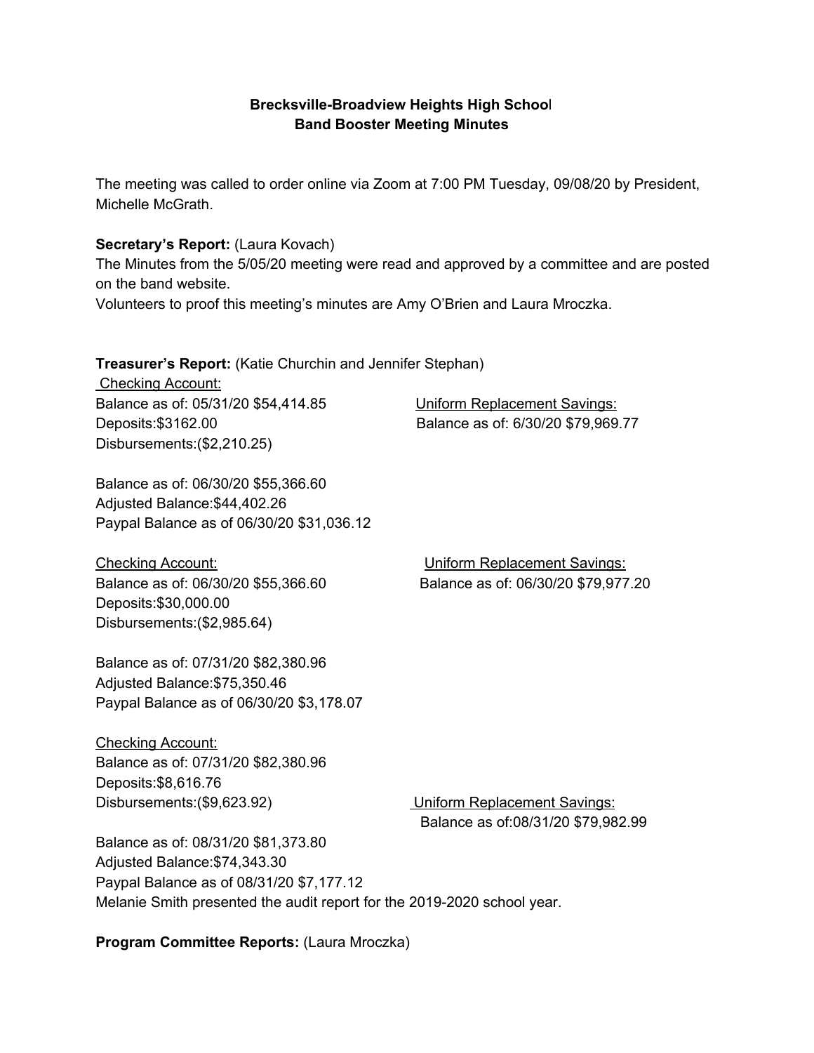**Brecksville-Broadview Heights High School**
**Band Booster Meeting Minutes**

The meeting was called to order online via Zoom at 7:00 PM Tuesday, 09/08/20 by President, Michelle McGrath.

**Secretary's Report:** (Laura Kovach)
The Minutes from the 5/05/20 meeting were read and approved by a committee and are posted on the band website.
Volunteers to proof this meeting's minutes are Amy O'Brien and Laura Mroczka.

**Treasurer's Report:** (Katie Churchin and Jennifer Stephan)

Checking Account:
Balance as of: 05/31/20 $54,414.85
Deposits:$3162.00
Disbursements:($2,210.25)

Balance as of: 06/30/20 $55,366.60
Adjusted Balance:$44,402.26
Paypal Balance as of 06/30/20 $31,036.12

Uniform Replacement Savings:
Balance as of: 6/30/20 $79,969.77

Checking Account:
Balance as of: 06/30/20 $55,366.60
Deposits:$30,000.00
Disbursements:($2,985.64)

Balance as of: 07/31/20 $82,380.96
Adjusted Balance:$75,350.46
Paypal Balance as of 06/30/20 $3,178.07

Uniform Replacement Savings:
Balance as of: 06/30/20 $79,977.20

Checking Account:
Balance as of: 07/31/20 $82,380.96
Deposits:$8,616.76
Disbursements:($9,623.92)

Balance as of: 08/31/20 $81,373.80
Adjusted Balance:$74,343.30
Paypal Balance as of 08/31/20 $7,177.12

Uniform Replacement Savings:
Balance as of:08/31/20 $79,982.99

Melanie Smith presented the audit report for the 2019-2020 school year.

**Program Committee Reports:** (Laura Mroczka)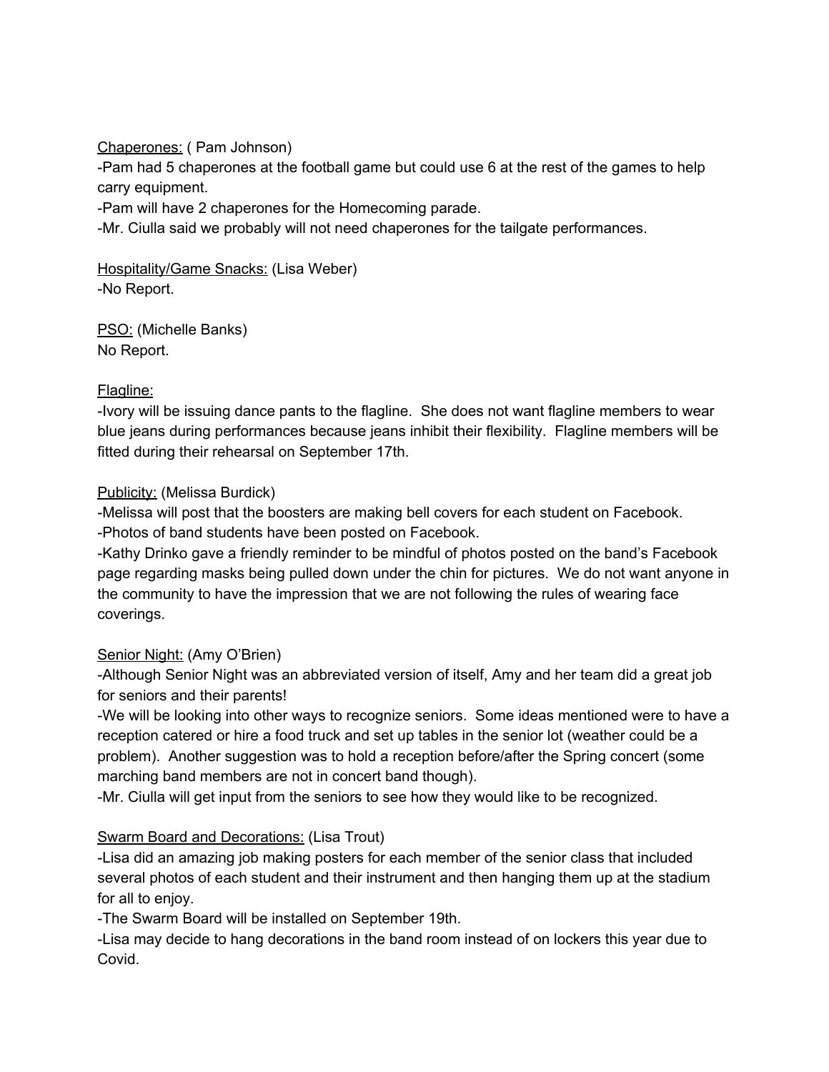<u>Chaperones:</u> ( Pam Johnson)
-Pam had 5 chaperones at the football game but could use 6 at the rest of the games to help carry equipment.
-Pam will have 2 chaperones for the Homecoming parade.
-Mr. Ciulla said we probably will not need chaperones for the tailgate performances.

<u>Hospitality/Game Snacks:</u> (Lisa Weber)
-No Report.

<u>PSO:</u> (Michelle Banks)
No Report.

<u>Flagline:</u>
-Ivory will be issuing dance pants to the flagline. She does not want flagline members to wear blue jeans during performances because jeans inhibit their flexibility. Flagline members will be fitted during their rehearsal on September 17th.

<u>Publicity:</u> (Melissa Burdick)
-Melissa will post that the boosters are making bell covers for each student on Facebook.
-Photos of band students have been posted on Facebook.
-Kathy Drinko gave a friendly reminder to be mindful of photos posted on the band's Facebook page regarding masks being pulled down under the chin for pictures. We do not want anyone in the community to have the impression that we are not following the rules of wearing face coverings.

<u>Senior Night:</u> (Amy O'Brien)
-Although Senior Night was an abbreviated version of itself, Amy and her team did a great job for seniors and their parents!
-We will be looking into other ways to recognize seniors. Some ideas mentioned were to have a reception catered or hire a food truck and set up tables in the senior lot (weather could be a problem). Another suggestion was to hold a reception before/after the Spring concert (some marching band members are not in concert band though).
-Mr. Ciulla will get input from the seniors to see how they would like to be recognized.

<u>Swarm Board and Decorations:</u> (Lisa Trout)
-Lisa did an amazing job making posters for each member of the senior class that included several photos of each student and their instrument and then hanging them up at the stadium for all to enjoy.
-The Swarm Board will be installed on September 19th.
-Lisa may decide to hang decorations in the band room instead of on lockers this year due to Covid.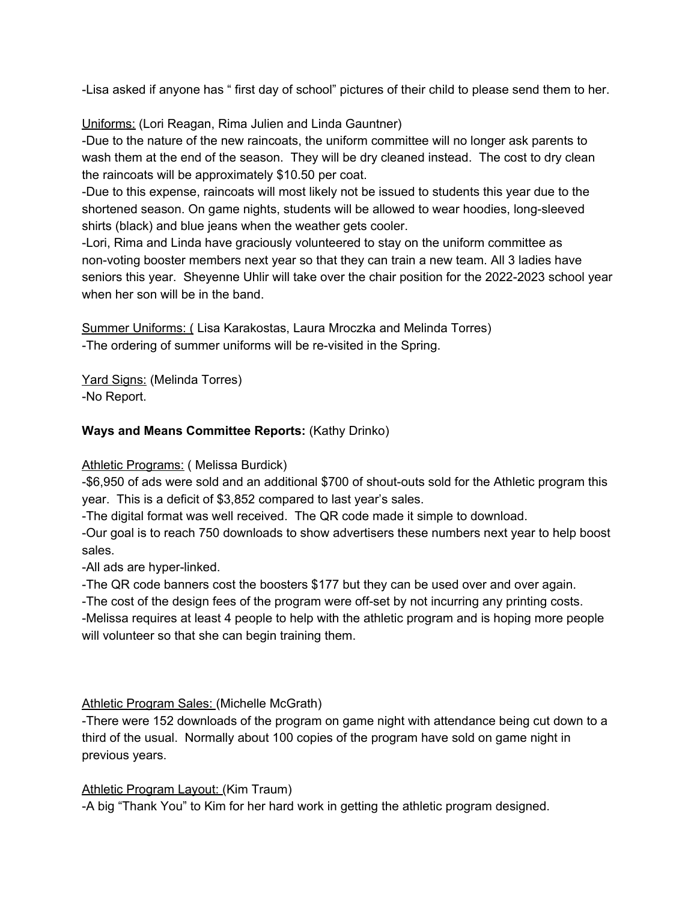-Lisa asked if anyone has " first day of school" pictures of their child to please send them to her.

Uniforms: (Lori Reagan, Rima Julien and Linda Gauntner)

-Due to the nature of the new raincoats, the uniform committee will no longer ask parents to wash them at the end of the season. They will be dry cleaned instead. The cost to dry clean the raincoats will be approximately $10.50 per coat.

-Due to this expense, raincoats will most likely not be issued to students this year due to the shortened season. On game nights, students will be allowed to wear hoodies, long-sleeved shirts (black) and blue jeans when the weather gets cooler.

-Lori, Rima and Linda have graciously volunteered to stay on the uniform committee as non-voting booster members next year so that they can train a new team. All 3 ladies have seniors this year. Sheyenne Uhlir will take over the chair position for the 2022-2023 school year when her son will be in the band.

Summer Uniforms: ( Lisa Karakostas, Laura Mroczka and Melinda Torres)

-The ordering of summer uniforms will be re-visited in the Spring.

Yard Signs: (Melinda Torres)

-No Report.

**Ways and Means Committee Reports:** (Kathy Drinko)

Athletic Programs: ( Melissa Burdick)

-$6,950 of ads were sold and an additional $700 of shout-outs sold for the Athletic program this year. This is a deficit of $3,852 compared to last year's sales.

-The digital format was well received. The QR code made it simple to download.

-Our goal is to reach 750 downloads to show advertisers these numbers next year to help boost sales.

-All ads are hyper-linked.

-The QR code banners cost the boosters $177 but they can be used over and over again.

-The cost of the design fees of the program were off-set by not incurring any printing costs.

-Melissa requires at least 4 people to help with the athletic program and is hoping more people will volunteer so that she can begin training them.

Athletic Program Sales: (Michelle McGrath)

-There were 152 downloads of the program on game night with attendance being cut down to a third of the usual. Normally about 100 copies of the program have sold on game night in previous years.

Athletic Program Layout: (Kim Traum)

-A big "Thank You" to Kim for her hard work in getting the athletic program designed.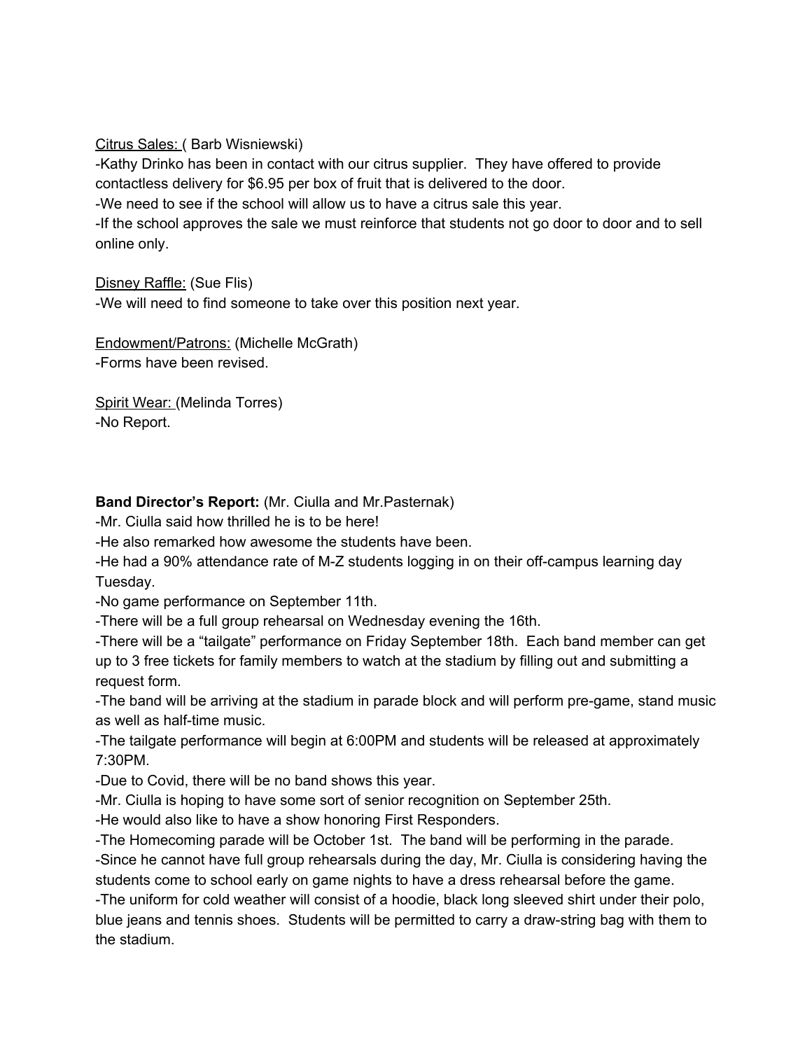Citrus Sales: ( Barb Wisniewski)

-Kathy Drinko has been in contact with our citrus supplier. They have offered to provide contactless delivery for $6.95 per box of fruit that is delivered to the door.

-We need to see if the school will allow us to have a citrus sale this year.

-If the school approves the sale we must reinforce that students not go door to door and to sell online only.

Disney Raffle: (Sue Flis)

-We will need to find someone to take over this position next year.

Endowment/Patrons: (Michelle McGrath)

-Forms have been revised.

Spirit Wear: (Melinda Torres)

-No Report.

**Band Director's Report:** (Mr. Ciulla and Mr.Pasternak)

-Mr. Ciulla said how thrilled he is to be here!

-He also remarked how awesome the students have been.

-He had a 90% attendance rate of M-Z students logging in on their off-campus learning day Tuesday.

-No game performance on September 11th.

-There will be a full group rehearsal on Wednesday evening the 16th.

-There will be a "tailgate" performance on Friday September 18th. Each band member can get up to 3 free tickets for family members to watch at the stadium by filling out and submitting a request form.

-The band will be arriving at the stadium in parade block and will perform pre-game, stand music as well as half-time music.

-The tailgate performance will begin at 6:00PM and students will be released at approximately 7:30PM.

-Due to Covid, there will be no band shows this year.

-Mr. Ciulla is hoping to have some sort of senior recognition on September 25th.

-He would also like to have a show honoring First Responders.

-The Homecoming parade will be October 1st. The band will be performing in the parade.

-Since he cannot have full group rehearsals during the day, Mr. Ciulla is considering having the students come to school early on game nights to have a dress rehearsal before the game.

-The uniform for cold weather will consist of a hoodie, black long sleeved shirt under their polo, blue jeans and tennis shoes. Students will be permitted to carry a draw-string bag with them to the stadium.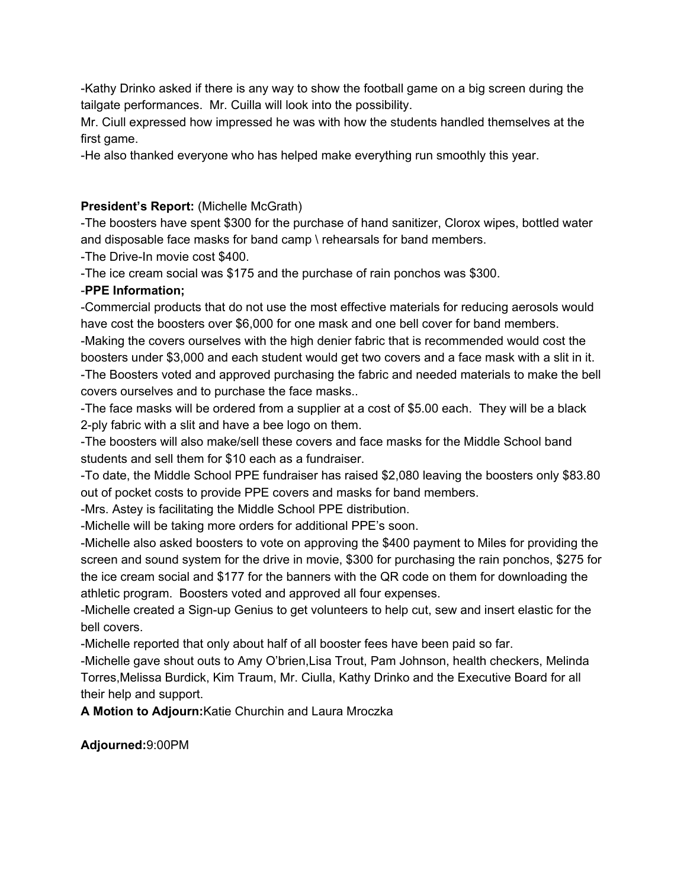-Kathy Drinko asked if there is any way to show the football game on a big screen during the tailgate performances. Mr. Cuilla will look into the possibility.
Mr. Ciull expressed how impressed he was with how the students handled themselves at the first game.
-He also thanked everyone who has helped make everything run smoothly this year.

**President's Report:** (Michelle McGrath)
-The boosters have spent $300 for the purchase of hand sanitizer, Clorox wipes, bottled water and disposable face masks for band camp \ rehearsals for band members.
-The Drive-In movie cost $400.
-The ice cream social was $175 and the purchase of rain ponchos was $300.
-**PPE Information;**
-Commercial products that do not use the most effective materials for reducing aerosols would have cost the boosters over $6,000 for one mask and one bell cover for band members.
-Making the covers ourselves with the high denier fabric that is recommended would cost the boosters under $3,000 and each student would get two covers and a face mask with a slit in it.
-The Boosters voted and approved purchasing the fabric and needed materials to make the bell covers ourselves and to purchase the face masks..
-The face masks will be ordered from a supplier at a cost of $5.00 each. They will be a black 2-ply fabric with a slit and have a bee logo on them.
-The boosters will also make/sell these covers and face masks for the Middle School band students and sell them for $10 each as a fundraiser.
-To date, the Middle School PPE fundraiser has raised $2,080 leaving the boosters only $83.80 out of pocket costs to provide PPE covers and masks for band members.
-Mrs. Astey is facilitating the Middle School PPE distribution.
-Michelle will be taking more orders for additional PPE's soon.
-Michelle also asked boosters to vote on approving the $400 payment to Miles for providing the screen and sound system for the drive in movie, $300 for purchasing the rain ponchos, $275 for the ice cream social and $177 for the banners with the QR code on them for downloading the athletic program. Boosters voted and approved all four expenses.
-Michelle created a Sign-up Genius to get volunteers to help cut, sew and insert elastic for the bell covers.
-Michelle reported that only about half of all booster fees have been paid so far.
-Michelle gave shout outs to Amy O'brien,Lisa Trout, Pam Johnson, health checkers, Melinda Torres,Melissa Burdick, Kim Traum, Mr. Ciulla, Kathy Drinko and the Executive Board for all their help and support.
**A Motion to Adjourn:**Katie Churchin and Laura Mroczka

**Adjourned:**9:00PM